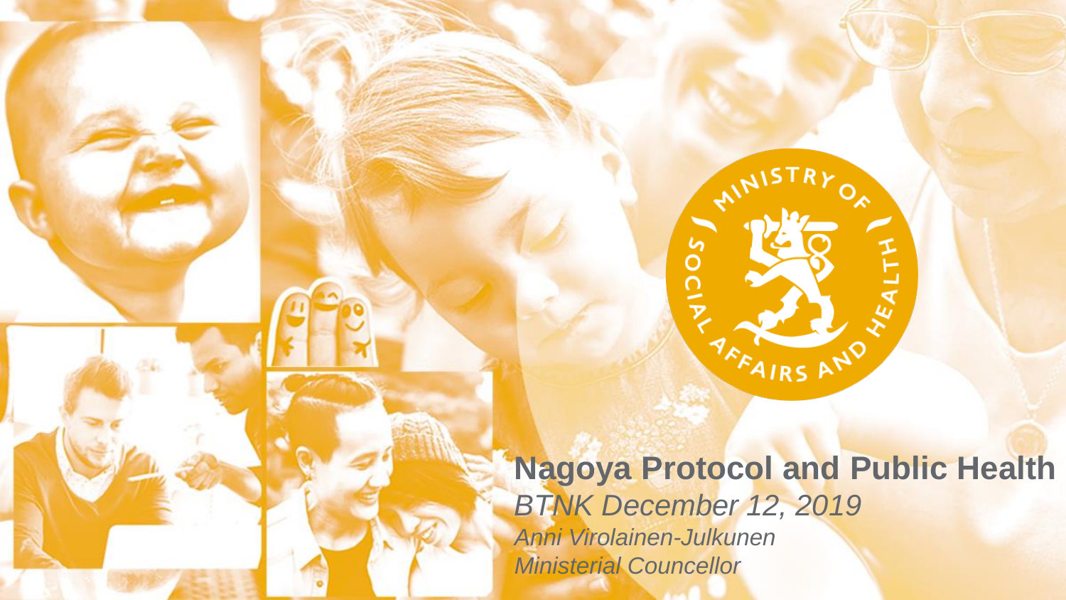# Nagoya Protocol and Public Health

*BTNK December 12, 2019*

*Anni Virolainen-Julkunen*

*Ministerial Councellor*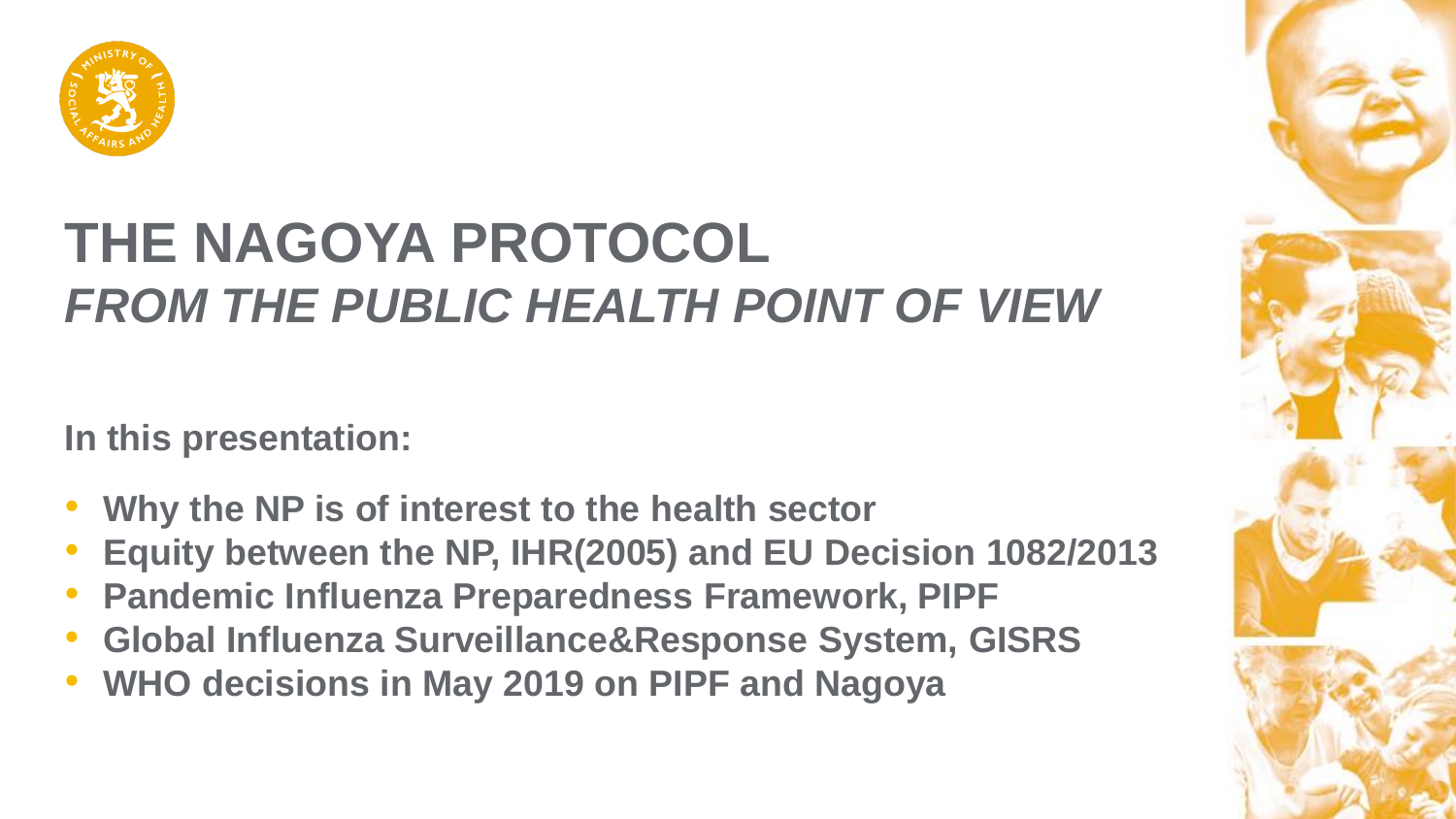# THE NAGOYA PROTOCOL
## *FROM THE PUBLIC HEALTH POINT OF VIEW*

**In this presentation:**

- **Why the NP is of interest to the health sector**
- **Equity between the NP, IHR(2005) and EU Decision 1082/2013**
- **Pandemic Influenza Preparedness Framework, PIPF**
- **Global Influenza Surveillance&Response System, GISRS**
- **WHO decisions in May 2019 on PIPF and Nagoya**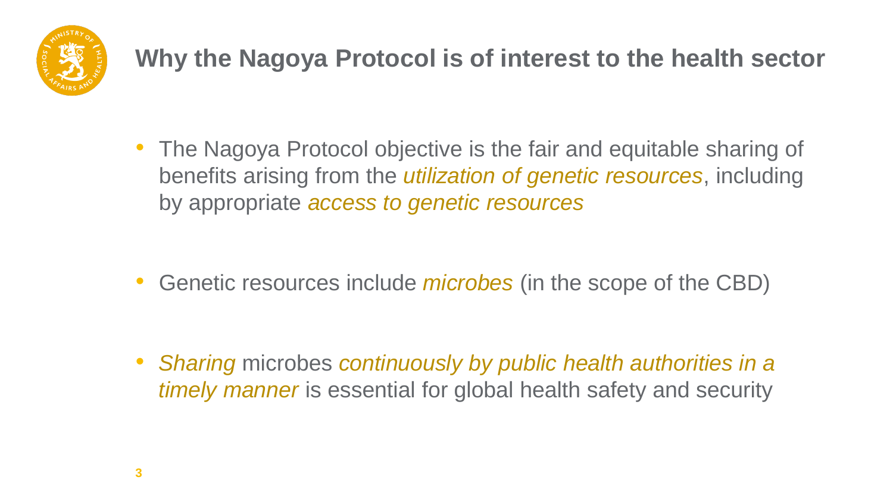# Why the Nagoya Protocol is of interest to the health sector

- The Nagoya Protocol objective is the fair and equitable sharing of benefits arising from the *utilization of genetic resources*, including by appropriate *access to genetic resources*

- Genetic resources include *microbes* (in the scope of the CBD)

- *Sharing* microbes *continuously by public health authorities in a timely manner* is essential for global health safety and security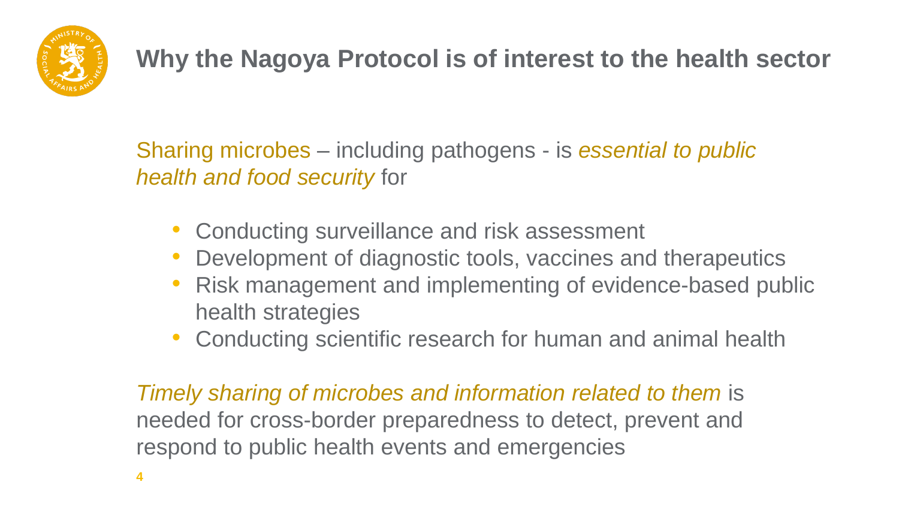# Why the Nagoya Protocol is of interest to the health sector

Sharing microbes – including pathogens - is *essential to public health and food security* for

- Conducting surveillance and risk assessment
- Development of diagnostic tools, vaccines and therapeutics
- Risk management and implementing of evidence-based public health strategies
- Conducting scientific research for human and animal health

*Timely sharing of microbes and information related to them* is needed for cross-border preparedness to detect, prevent and respond to public health events and emergencies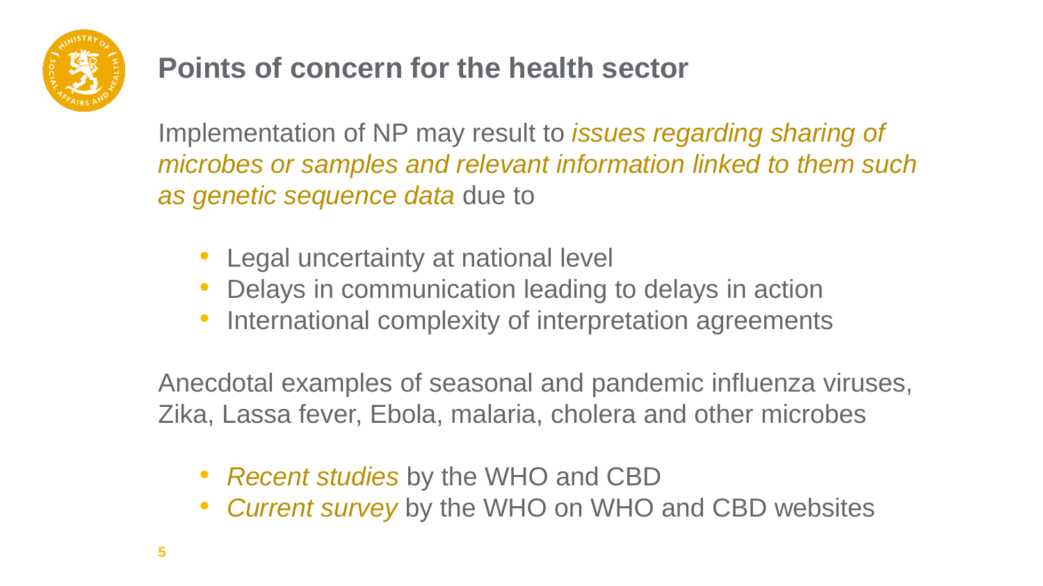## Points of concern for the health sector

Implementation of NP may result to *issues regarding sharing of microbes or samples and relevant information linked to them such as genetic sequence data* due to

- Legal uncertainty at national level
- Delays in communication leading to delays in action
- International complexity of interpretation agreements

Anecdotal examples of seasonal and pandemic influenza viruses, Zika, Lassa fever, Ebola, malaria, cholera and other microbes

- *Recent studies* by the WHO and CBD
- *Current survey* by the WHO on WHO and CBD websites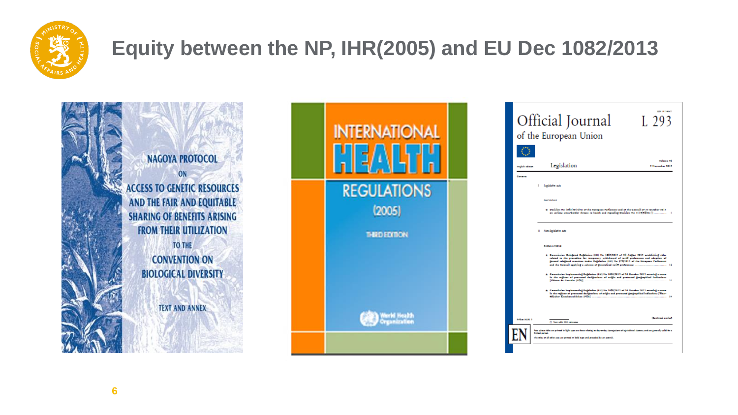# Equity between the NP, IHR(2005) and EU Dec 1082/2013

NAGOYA PROTOCOL ON ACCESS TO GENETIC RESOURCES AND THE FAIR AND EQUITABLE SHARING OF BENEFITS ARISING FROM THEIR UTILIZATION TO THE CONVENTION ON BIOLOGICAL DIVERSITY

TEXT AND ANNEX

INTERNATIONAL HEALTH REGULATIONS (2005)

THIRD EDITION

World Health Organization

Official Journal of the European Union

L 293

Legislation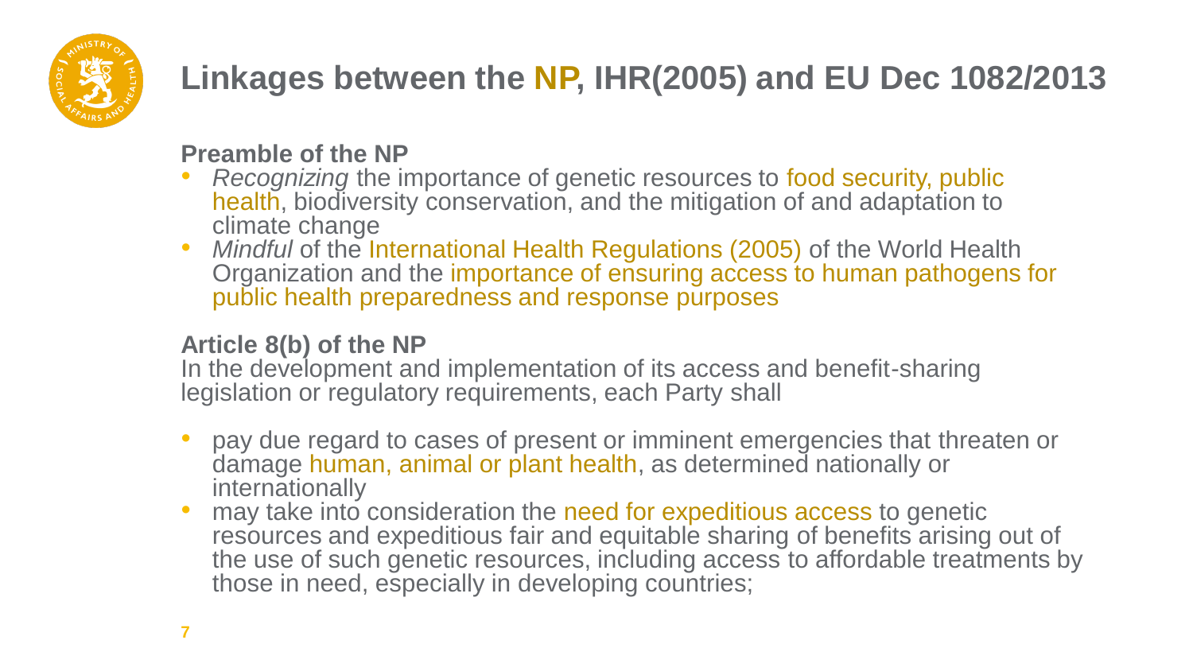# Linkages between the NP, IHR(2005) and EU Dec 1082/2013

**Preamble of the NP**

- *Recognizing* the importance of genetic resources to food security, public health, biodiversity conservation, and the mitigation of and adaptation to climate change
- *Mindful* of the International Health Regulations (2005) of the World Health Organization and the importance of ensuring access to human pathogens for public health preparedness and response purposes

**Article 8(b) of the NP**

In the development and implementation of its access and benefit-sharing legislation or regulatory requirements, each Party shall

- pay due regard to cases of present or imminent emergencies that threaten or damage human, animal or plant health, as determined nationally or internationally
- may take into consideration the need for expeditious access to genetic resources and expeditious fair and equitable sharing of benefits arising out of the use of such genetic resources, including access to affordable treatments by those in need, especially in developing countries;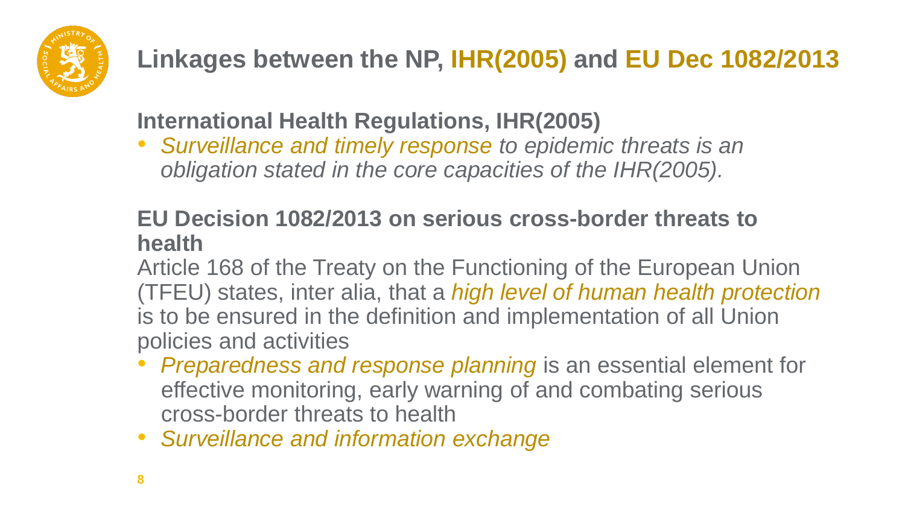# Linkages between the NP, IHR(2005) and EU Dec 1082/2013

## International Health Regulations, IHR(2005)

- *Surveillance and timely response to epidemic threats is an obligation stated in the core capacities of the IHR(2005).*

## EU Decision 1082/2013 on serious cross-border threats to health

Article 168 of the Treaty on the Functioning of the European Union (TFEU) states, inter alia, that a *high level of human health protection* is to be ensured in the definition and implementation of all Union policies and activities

- *Preparedness and response planning* is an essential element for effective monitoring, early warning of and combating serious cross-border threats to health
- *Surveillance and information exchange*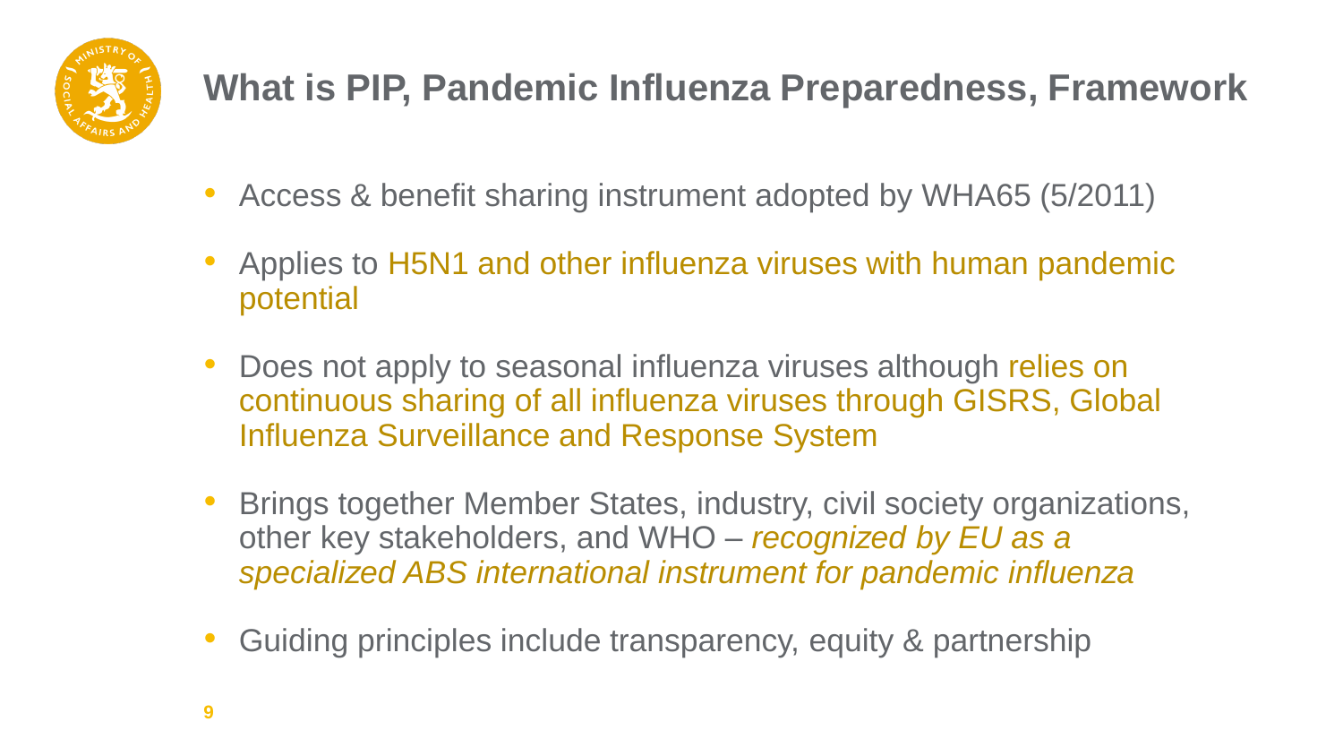# What is PIP, Pandemic Influenza Preparedness, Framework

- Access & benefit sharing instrument adopted by WHA65 (5/2011)
- Applies to H5N1 and other influenza viruses with human pandemic potential
- Does not apply to seasonal influenza viruses although relies on continuous sharing of all influenza viruses through GISRS, Global Influenza Surveillance and Response System
- Brings together Member States, industry, civil society organizations, other key stakeholders, and WHO – *recognized by EU as a specialized ABS international instrument for pandemic influenza*
- Guiding principles include transparency, equity & partnership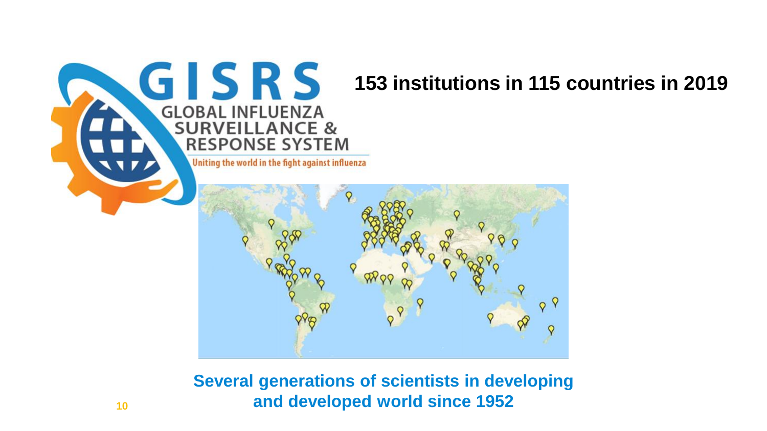GISRS

GLOBAL INFLUENZA SURVEILLANCE & RESPONSE SYSTEM

Uniting the world in the fight against influenza

**153 institutions in 115 countries in 2019**

**Several generations of scientists in developing and developed world since 1952**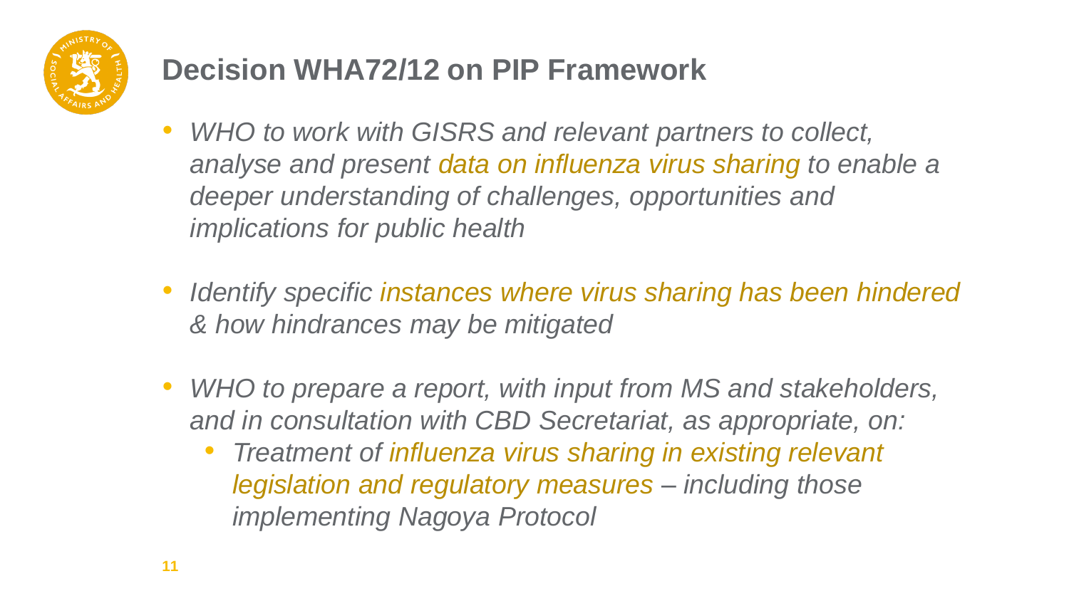# Decision WHA72/12 on PIP Framework

- *WHO to work with GISRS and relevant partners to collect, analyse and present data on influenza virus sharing to enable a deeper understanding of challenges, opportunities and implications for public health*
- *Identify specific instances where virus sharing has been hindered & how hindrances may be mitigated*
- *WHO to prepare a report, with input from MS and stakeholders, and in consultation with CBD Secretariat, as appropriate, on:*
  - *Treatment of influenza virus sharing in existing relevant legislation and regulatory measures – including those implementing Nagoya Protocol*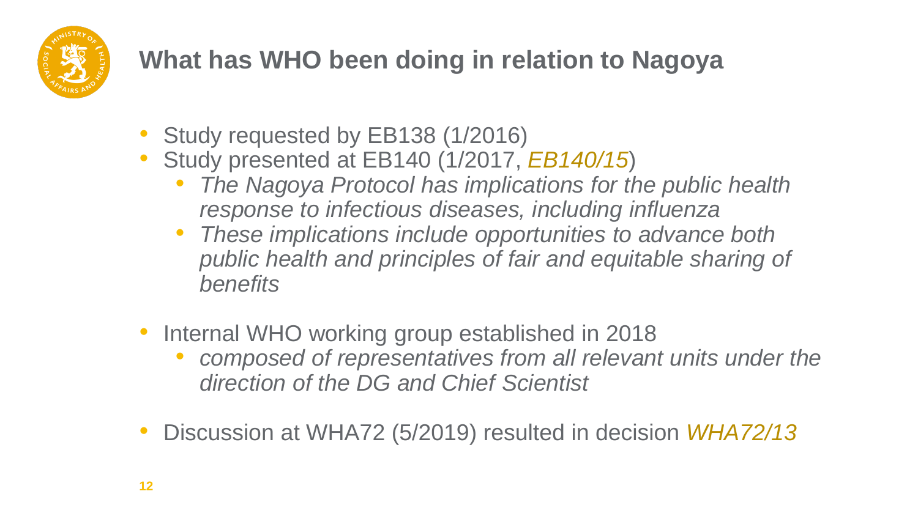## What has WHO been doing in relation to Nagoya

- Study requested by EB138 (1/2016)
- Study presented at EB140 (1/2017, *EB140/15*)
  - *The Nagoya Protocol has implications for the public health response to infectious diseases, including influenza*
  - *These implications include opportunities to advance both public health and principles of fair and equitable sharing of benefits*
- Internal WHO working group established in 2018
  - *composed of representatives from all relevant units under the direction of the DG and Chief Scientist*
- Discussion at WHA72 (5/2019) resulted in decision *WHA72/13*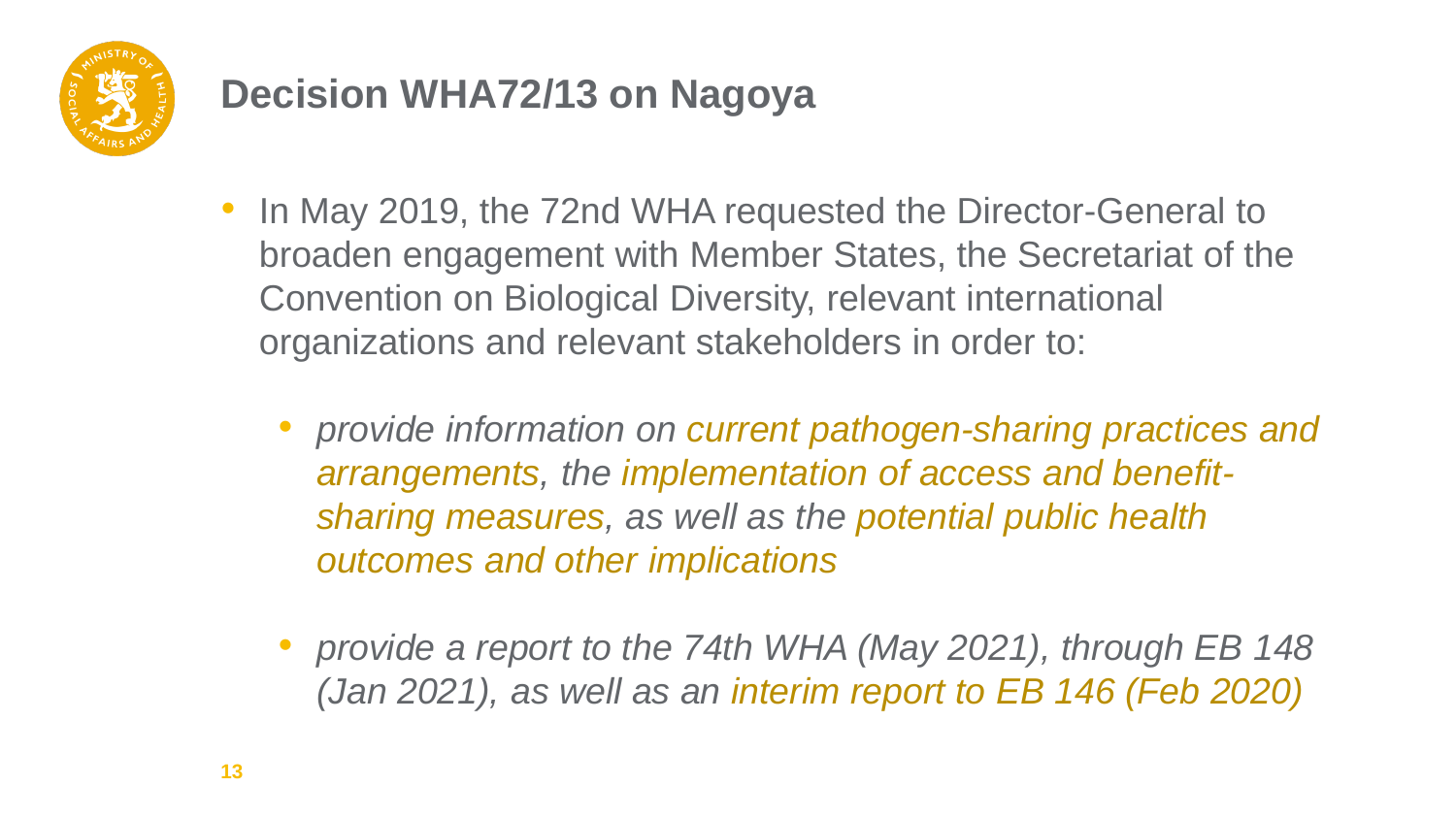# Decision WHA72/13 on Nagoya

- In May 2019, the 72nd WHA requested the Director-General to broaden engagement with Member States, the Secretariat of the Convention on Biological Diversity, relevant international organizations and relevant stakeholders in order to:
  - *provide information on current pathogen-sharing practices and arrangements, the implementation of access and benefit-sharing measures, as well as the potential public health outcomes and other implications*
  - *provide a report to the 74th WHA (May 2021), through EB 148 (Jan 2021), as well as an interim report to EB 146 (Feb 2020)*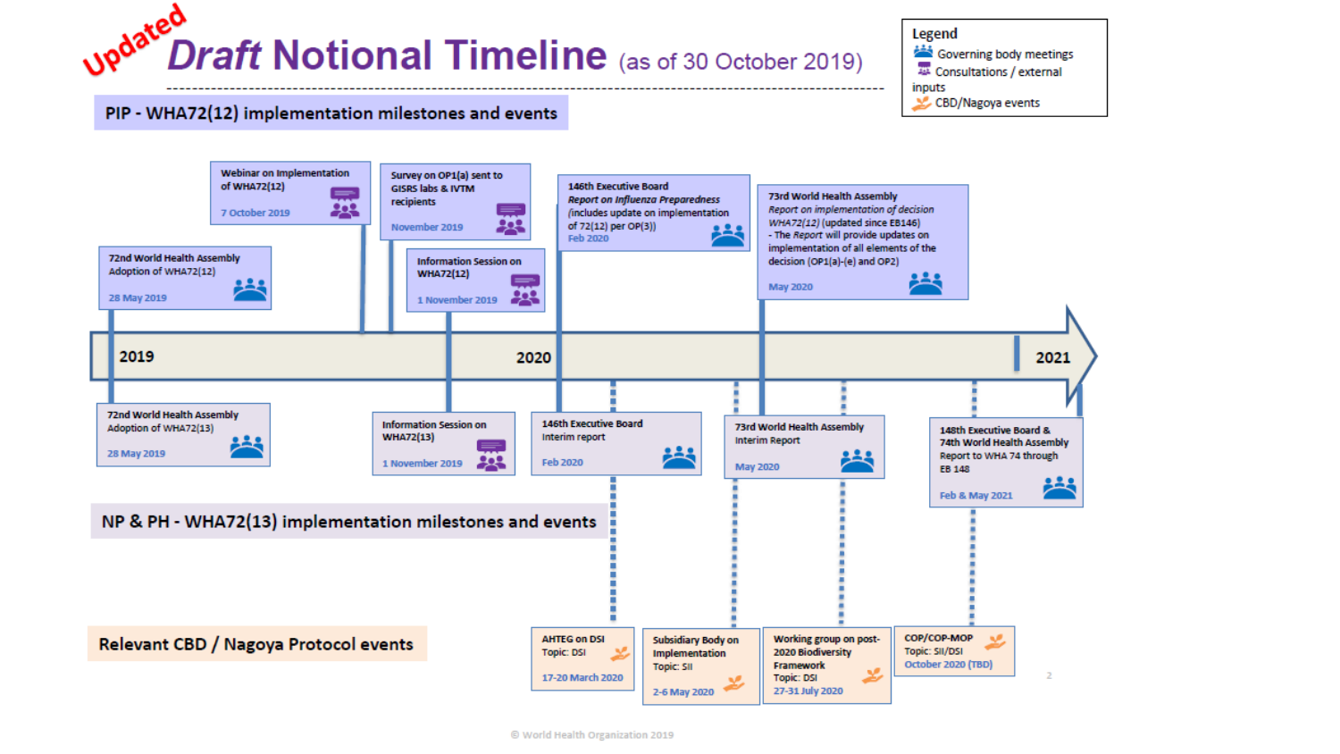# Updated Draft Notional Timeline (as of 30 October 2019)

**Legend**
- Governing body meetings
- Consultations / external inputs
- CBD/Nagoya events

## PIP - WHA72(12) implementation milestones and events

- **72nd World Health Assembly** – Adoption of WHA72(12) – 28 May 2019
- **Webinar on Implementation of WHA72(12)** – 7 October 2019
- **Survey on OP1(a) sent to GISRS labs & IVTM recipients** – November 2019
- **Information Session on WHA72(12)** – 1 November 2019
- **146th Executive Board** – *Report on Influenza Preparedness (includes update on implementation of 72(12) per OP(3))* – Feb 2020
- **73rd World Health Assembly** – *Report on implementation of decision WHA72(12)* (updated since EB146) – The *Report* will provide updates on implementation of all elements of the decision (OP1(a)-(e) and OP2) – May 2020

**Timeline:** 2019 – 2020 – 2021

## NP & PH - WHA72(13) implementation milestones and events

- **72nd World Health Assembly** – Adoption of WHA72(13) – 28 May 2019
- **Information Session on WHA72(13)** – 1 November 2019
- **146th Executive Board** – Interim report – Feb 2020
- **73rd World Health Assembly** – Interim Report – May 2020
- **148th Executive Board & 74th World Health Assembly** – Report to WHA 74 through EB 148 – Feb & May 2021

## Relevant CBD / Nagoya Protocol events

- **AHTEG on DSI** – Topic: DSI – 17-20 March 2020
- **Subsidiary Body on Implementation** – Topic: SII – 2-6 May 2020
- **Working group on post-2020 Biodiversity Framework** – Topic: DSI – 27-31 July 2020
- **COP/COP-MOP** – Topic: SII/DSI – October 2020 (TBD)

© World Health Organization 2019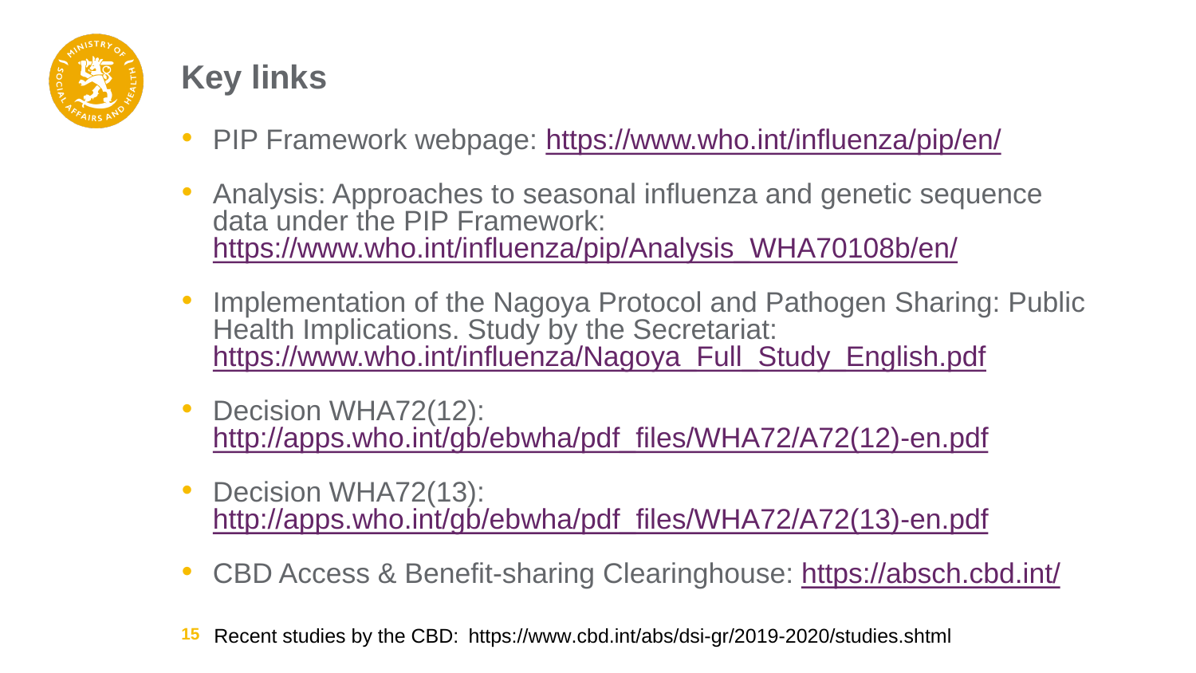## Key links

- PIP Framework webpage: https://www.who.int/influenza/pip/en/
- Analysis: Approaches to seasonal influenza and genetic sequence data under the PIP Framework: https://www.who.int/influenza/pip/Analysis_WHA70108b/en/
- Implementation of the Nagoya Protocol and Pathogen Sharing: Public Health Implications. Study by the Secretariat: https://www.who.int/influenza/Nagoya_Full_Study_English.pdf
- Decision WHA72(12): http://apps.who.int/gb/ebwha/pdf_files/WHA72/A72(12)-en.pdf
- Decision WHA72(13): http://apps.who.int/gb/ebwha/pdf_files/WHA72/A72(13)-en.pdf
- CBD Access & Benefit-sharing Clearinghouse: https://absch.cbd.int/

Recent studies by the CBD: https://www.cbd.int/abs/dsi-gr/2019-2020/studies.shtml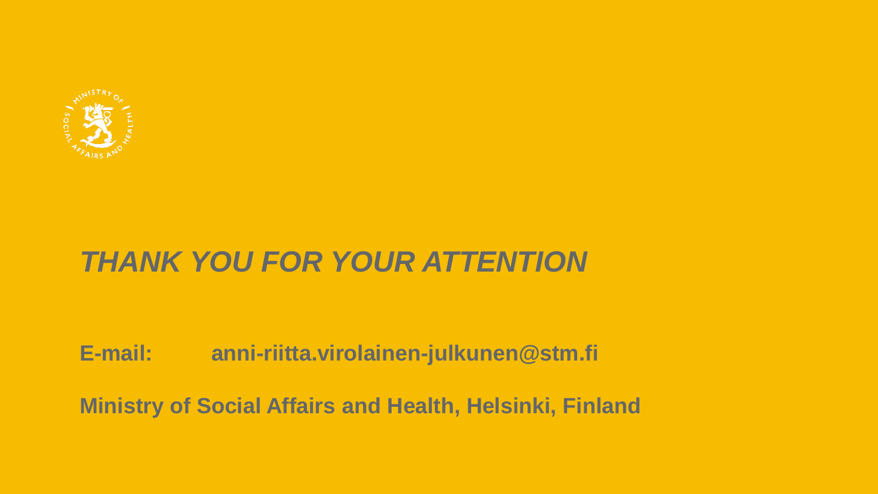# *THANK YOU FOR YOUR ATTENTION*

**E-mail: anni-riitta.virolainen-julkunen@stm.fi**

**Ministry of Social Affairs and Health, Helsinki, Finland**